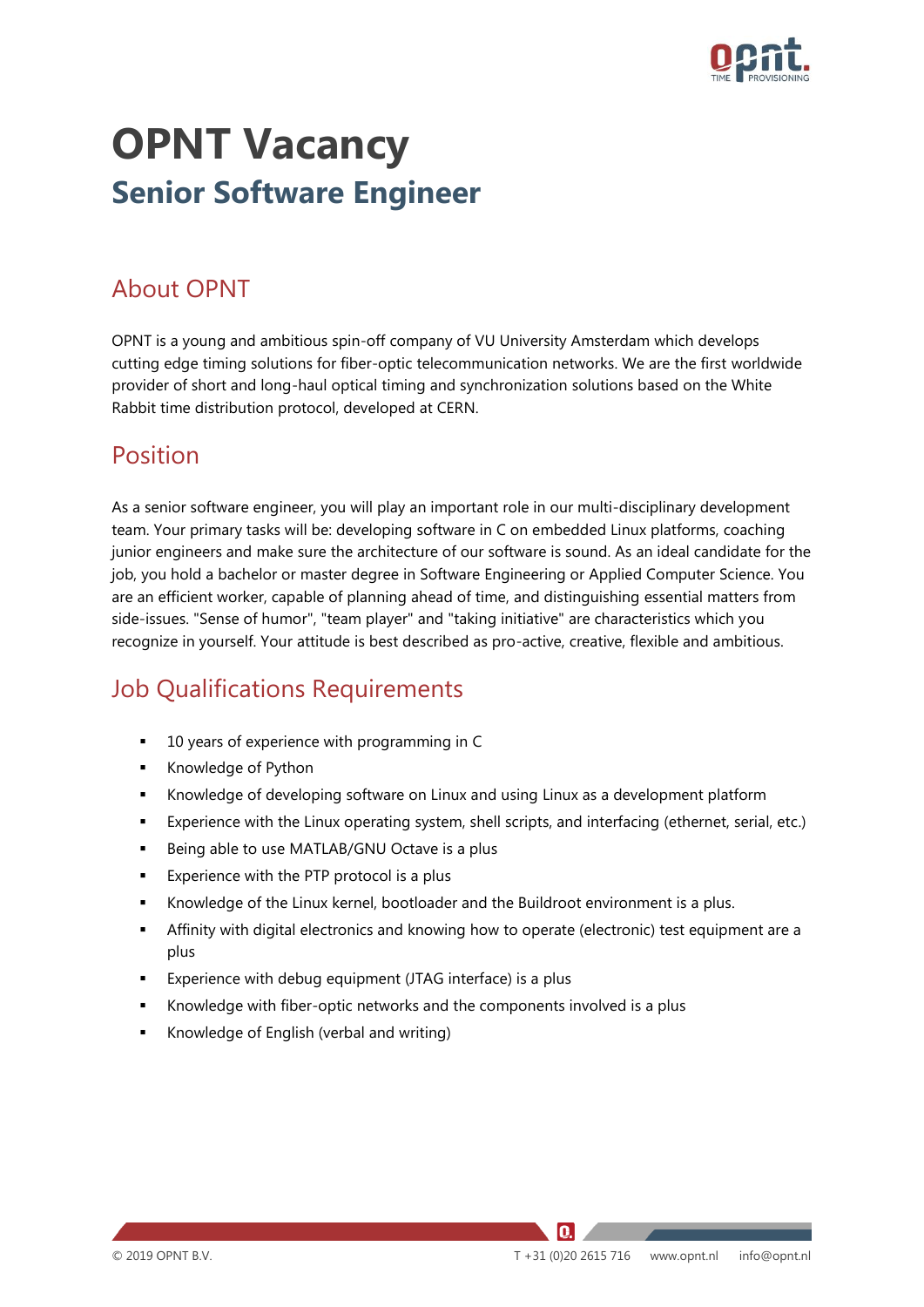# OPNT Vacancy

## Senior Software Engineer

### About OPNT

OPNT is a young and ambitious spin-off company of VU University Amsterdam which develops cutting edge timing solutions for fiber-optic telecommunication networks. We are the first worldwide provider of short and long-haul optical timing and synchronization solutions based on the White Rabbit time distribution protocol, developed at CERN.

### Position

As a senior software engineer, you will play an important role in our multi-disciplinary development team. Your primary tasks will be: developing software in C on embedded Linux platforms, coaching junior engineers and make sure the architecture of our software is sound. As an ideal candidate for the job, you hold a bachelor or master degree in Software Engineering or Applied Computer Science. You are an efficient worker, capable of planning ahead of time, and distinguishing essential matters from side-issues. "Sense of humor", "team player" and "taking initiative" are characteristics which you recognize in yourself. Your attitude is best described as pro-active, creative, flexible and ambitious.

### Job Qualifications Requirements

- 10 years of experience with programming in C
- Knowledge of Python
- Knowledge of developing software on Linux and using Linux as a development platform
- Experience with the Linux operating system, shell scripts, and interfacing (ethernet, serial, etc.)
- Being able to use MATLAB/GNU Octave is a plus
- Experience with the PTP protocol is a plus
- Knowledge of the Linux kernel, bootloader and the Buildroot environment is a plus.
- Affinity with digital electronics and knowing how to operate (electronic) test equipment are a plus
- Experience with debug equipment (JTAG interface) is a plus
- Knowledge with fiber-optic networks and the components involved is a plus
- Knowledge of English (verbal and writing)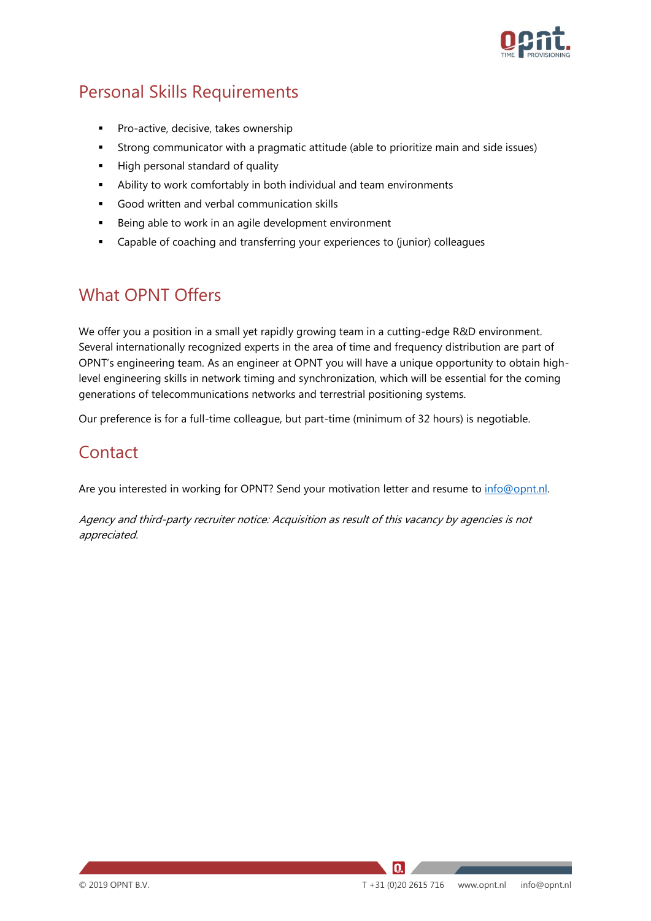## Personal Skills Requirements

- Pro-active, decisive, takes ownership
- Strong communicator with a pragmatic attitude (able to prioritize main and side issues)
- High personal standard of quality
- Ability to work comfortably in both individual and team environments
- Good written and verbal communication skills
- Being able to work in an agile development environment
- Capable of coaching and transferring your experiences to (junior) colleagues

## What OPNT Offers

We offer you a position in a small yet rapidly growing team in a cutting-edge R&D environment. Several internationally recognized experts in the area of time and frequency distribution are part of OPNT's engineering team. As an engineer at OPNT you will have a unique opportunity to obtain high-level engineering skills in network timing and synchronization, which will be essential for the coming generations of telecommunications networks and terrestrial positioning systems.

Our preference is for a full-time colleague, but part-time (minimum of 32 hours) is negotiable.

## Contact

Are you interested in working for OPNT? Send your motivation letter and resume to info@opnt.nl.

*Agency and third-party recruiter notice: Acquisition as result of this vacancy by agencies is not appreciated.*